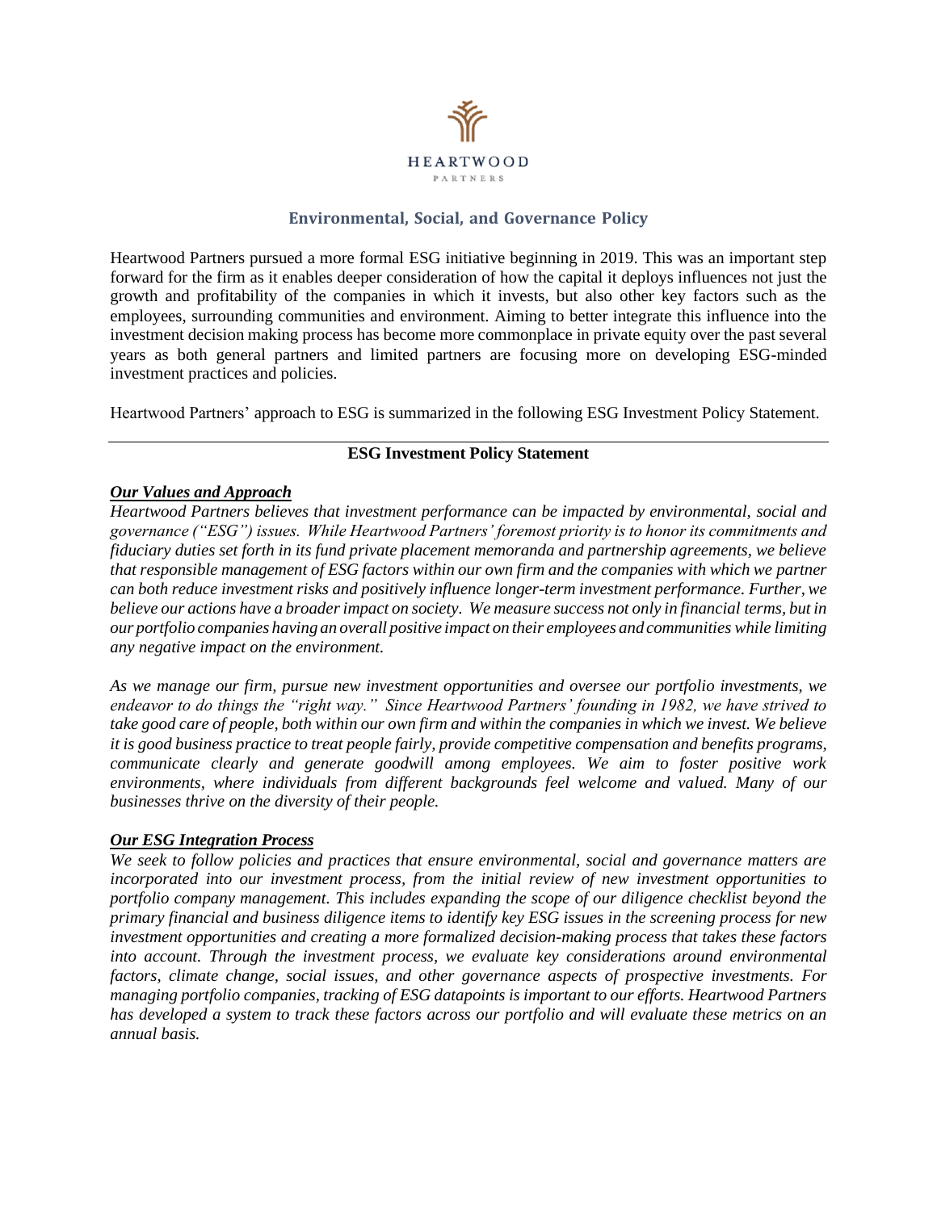HEARTWOOD
PARTNERS

## Environmental, Social, and Governance Policy

Heartwood Partners pursued a more formal ESG initiative beginning in 2019. This was an important step forward for the firm as it enables deeper consideration of how the capital it deploys influences not just the growth and profitability of the companies in which it invests, but also other key factors such as the employees, surrounding communities and environment. Aiming to better integrate this influence into the investment decision making process has become more commonplace in private equity over the past several years as both general partners and limited partners are focusing more on developing ESG-minded investment practices and policies.

Heartwood Partners' approach to ESG is summarized in the following ESG Investment Policy Statement.

---

### ESG Investment Policy Statement

***Our Values and Approach***

*Heartwood Partners believes that investment performance can be impacted by environmental, social and governance ("ESG") issues. While Heartwood Partners' foremost priority is to honor its commitments and fiduciary duties set forth in its fund private placement memoranda and partnership agreements, we believe that responsible management of ESG factors within our own firm and the companies with which we partner can both reduce investment risks and positively influence longer-term investment performance. Further, we believe our actions have a broader impact on society. We measure success not only in financial terms, but in our portfolio companies having an overall positive impact on their employees and communities while limiting any negative impact on the environment.*

*As we manage our firm, pursue new investment opportunities and oversee our portfolio investments, we endeavor to do things the "right way." Since Heartwood Partners' founding in 1982, we have strived to take good care of people, both within our own firm and within the companies in which we invest. We believe it is good business practice to treat people fairly, provide competitive compensation and benefits programs, communicate clearly and generate goodwill among employees. We aim to foster positive work environments, where individuals from different backgrounds feel welcome and valued. Many of our businesses thrive on the diversity of their people.*

***Our ESG Integration Process***

*We seek to follow policies and practices that ensure environmental, social and governance matters are incorporated into our investment process, from the initial review of new investment opportunities to portfolio company management. This includes expanding the scope of our diligence checklist beyond the primary financial and business diligence items to identify key ESG issues in the screening process for new investment opportunities and creating a more formalized decision-making process that takes these factors into account. Through the investment process, we evaluate key considerations around environmental factors, climate change, social issues, and other governance aspects of prospective investments. For managing portfolio companies, tracking of ESG datapoints is important to our efforts. Heartwood Partners has developed a system to track these factors across our portfolio and will evaluate these metrics on an annual basis.*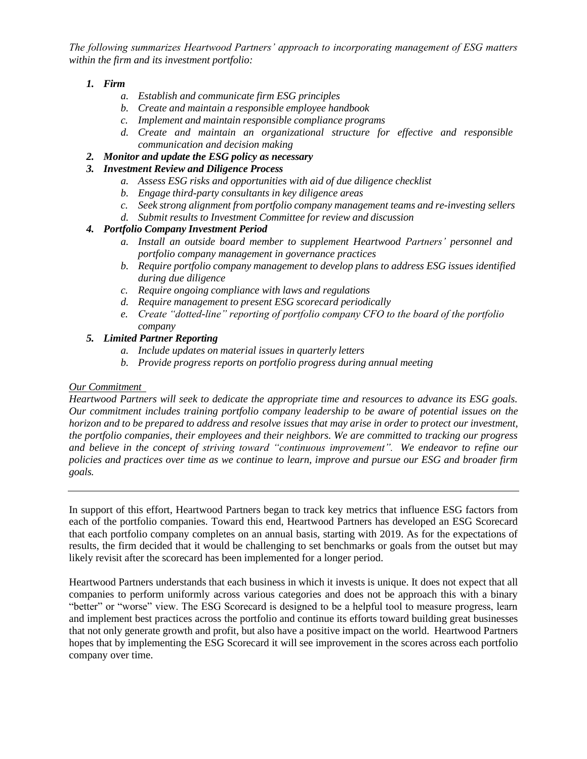*The following summarizes Heartwood Partners' approach to incorporating management of ESG matters within the firm and its investment portfolio:*

1. ***Firm***
    a. *Establish and communicate firm ESG principles*
    b. *Create and maintain a responsible employee handbook*
    c. *Implement and maintain responsible compliance programs*
    d. *Create and maintain an organizational structure for effective and responsible communication and decision making*
2. ***Monitor and update the ESG policy as necessary***
3. ***Investment Review and Diligence Process***
    a. *Assess ESG risks and opportunities with aid of due diligence checklist*
    b. *Engage third-party consultants in key diligence areas*
    c. *Seek strong alignment from portfolio company management teams and re-investing sellers*
    d. *Submit results to Investment Committee for review and discussion*
4. ***Portfolio Company Investment Period***
    a. *Install an outside board member to supplement Heartwood Partners' personnel and portfolio company management in governance practices*
    b. *Require portfolio company management to develop plans to address ESG issues identified during due diligence*
    c. *Require ongoing compliance with laws and regulations*
    d. *Require management to present ESG scorecard periodically*
    e. *Create "dotted-line" reporting of portfolio company CFO to the board of the portfolio company*
5. ***Limited Partner Reporting***
    a. *Include updates on material issues in quarterly letters*
    b. *Provide progress reports on portfolio progress during annual meeting*

*Our Commitment*

*Heartwood Partners will seek to dedicate the appropriate time and resources to advance its ESG goals. Our commitment includes training portfolio company leadership to be aware of potential issues on the horizon and to be prepared to address and resolve issues that may arise in order to protect our investment, the portfolio companies, their employees and their neighbors. We are committed to tracking our progress and believe in the concept of striving toward "continuous improvement". We endeavor to refine our policies and practices over time as we continue to learn, improve and pursue our ESG and broader firm goals.*

---

In support of this effort, Heartwood Partners began to track key metrics that influence ESG factors from each of the portfolio companies. Toward this end, Heartwood Partners has developed an ESG Scorecard that each portfolio company completes on an annual basis, starting with 2019. As for the expectations of results, the firm decided that it would be challenging to set benchmarks or goals from the outset but may likely revisit after the scorecard has been implemented for a longer period.

Heartwood Partners understands that each business in which it invests is unique. It does not expect that all companies to perform uniformly across various categories and does not be approach this with a binary "better" or "worse" view. The ESG Scorecard is designed to be a helpful tool to measure progress, learn and implement best practices across the portfolio and continue its efforts toward building great businesses that not only generate growth and profit, but also have a positive impact on the world. Heartwood Partners hopes that by implementing the ESG Scorecard it will see improvement in the scores across each portfolio company over time.